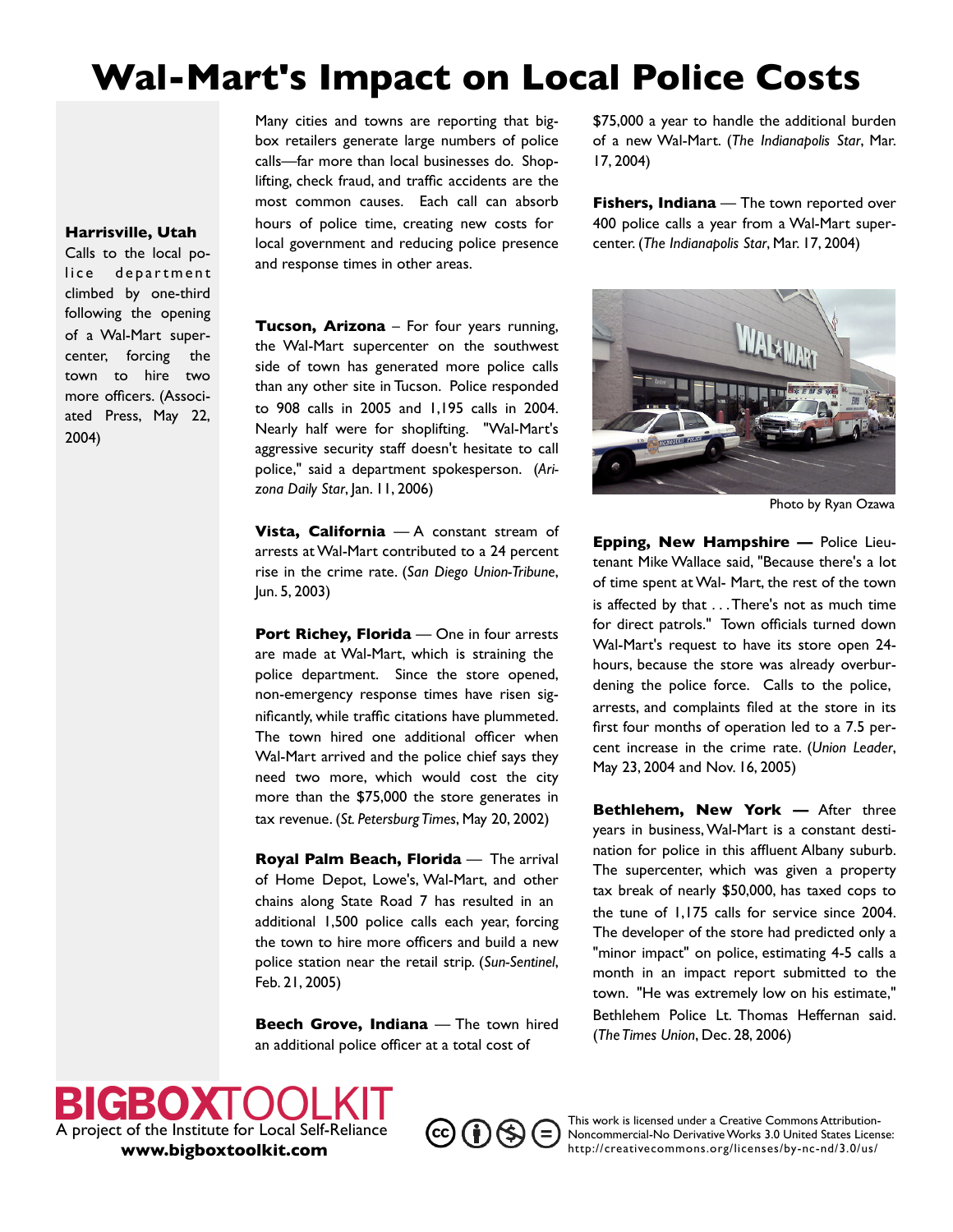# Wal-Mart's Impact on Local Police Costs

**Harrisville, Utah**
Calls to the local police department climbed by one-third following the opening of a Wal-Mart supercenter, forcing the town to hire two more officers. (Associated Press, May 22, 2004)

Many cities and towns are reporting that big-box retailers generate large numbers of police calls—far more than local businesses do. Shoplifting, check fraud, and traffic accidents are the most common causes. Each call can absorb hours of police time, creating new costs for local government and reducing police presence and response times in other areas.

**Tucson, Arizona** – For four years running, the Wal-Mart supercenter on the southwest side of town has generated more police calls than any other site in Tucson. Police responded to 908 calls in 2005 and 1,195 calls in 2004. Nearly half were for shoplifting. "Wal-Mart's aggressive security staff doesn't hesitate to call police," said a department spokesperson. (*Arizona Daily Star*, Jan. 11, 2006)

**Vista, California** — A constant stream of arrests at Wal-Mart contributed to a 24 percent rise in the crime rate. (*San Diego Union-Tribune*, Jun. 5, 2003)

**Port Richey, Florida** — One in four arrests are made at Wal-Mart, which is straining the police department. Since the store opened, non-emergency response times have risen significantly, while traffic citations have plummeted. The town hired one additional officer when Wal-Mart arrived and the police chief says they need two more, which would cost the city more than the $75,000 the store generates in tax revenue. (*St. Petersburg Times*, May 20, 2002)

**Royal Palm Beach, Florida** — The arrival of Home Depot, Lowe's, Wal-Mart, and other chains along State Road 7 has resulted in an additional 1,500 police calls each year, forcing the town to hire more officers and build a new police station near the retail strip. (*Sun-Sentinel*, Feb. 21, 2005)

**Beech Grove, Indiana** — The town hired an additional police officer at a total cost of $75,000 a year to handle the additional burden of a new Wal-Mart. (*The Indianapolis Star*, Mar. 17, 2004)

**Fishers, Indiana** — The town reported over 400 police calls a year from a Wal-Mart supercenter. (*The Indianapolis Star*, Mar. 17, 2004)

Photo by Ryan Ozawa

**Epping, New Hampshire —** Police Lieutenant Mike Wallace said, "Because there's a lot of time spent at Wal- Mart, the rest of the town is affected by that . . . There's not as much time for direct patrols." Town officials turned down Wal-Mart's request to have its store open 24-hours, because the store was already overburdening the police force. Calls to the police, arrests, and complaints filed at the store in its first four months of operation led to a 7.5 percent increase in the crime rate. (*Union Leader*, May 23, 2004 and Nov. 16, 2005)

**Bethlehem, New York —** After three years in business, Wal-Mart is a constant destination for police in this affluent Albany suburb. The supercenter, which was given a property tax break of nearly $50,000, has taxed cops to the tune of 1,175 calls for service since 2004. The developer of the store had predicted only a "minor impact" on police, estimating 4-5 calls a month in an impact report submitted to the town. "He was extremely low on his estimate," Bethlehem Police Lt. Thomas Heffernan said. (*The Times Union*, Dec. 28, 2006)

**BIGBOX**TOOLKIT
A project of the Institute for Local Self-Reliance
**www.bigboxtoolkit.com**

This work is licensed under a Creative Commons Attribution-Noncommercial-No Derivative Works 3.0 United States License: http://creativecommons.org/licenses/by-nc-nd/3.0/us/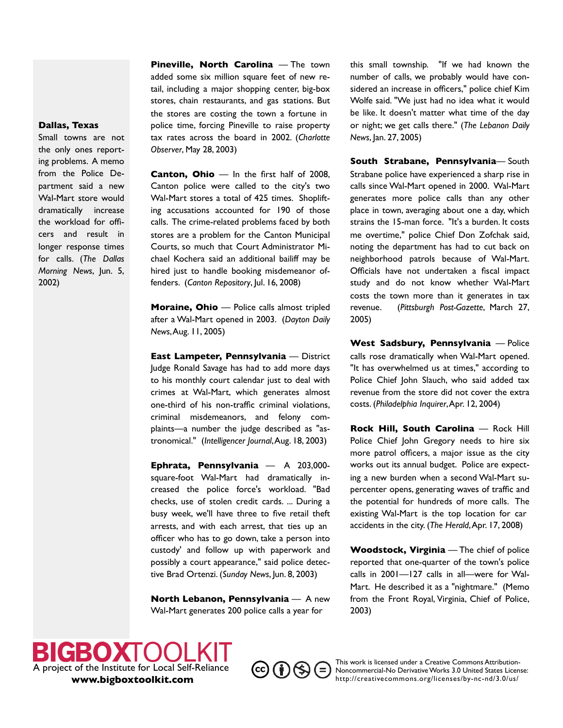**Dallas, Texas**
Small towns are not the only ones reporting problems. A memo from the Police Department said a new Wal-Mart store would dramatically increase the workload for officers and result in longer response times for calls. (*The Dallas Morning News*, Jun. 5, 2002)

**Pineville, North Carolina** — The town added some six million square feet of new retail, including a major shopping center, big-box stores, chain restaurants, and gas stations. But the stores are costing the town a fortune in police time, forcing Pineville to raise property tax rates across the board in 2002. (*Charlotte Observer*, May 28, 2003)

**Canton, Ohio** — In the first half of 2008, Canton police were called to the city's two Wal-Mart stores a total of 425 times. Shoplifting accusations accounted for 190 of those calls. The crime-related problems faced by both stores are a problem for the Canton Municipal Courts, so much that Court Administrator Michael Kochera said an additional bailiff may be hired just to handle booking misdemeanor offenders. (*Canton Repository*, Jul. 16, 2008)

**Moraine, Ohio** — Police calls almost tripled after a Wal-Mart opened in 2003. (*Dayton Daily News*, Aug. 11, 2005)

**East Lampeter, Pennsylvania** — District Judge Ronald Savage has had to add more days to his monthly court calendar just to deal with crimes at Wal-Mart, which generates almost one-third of his non-traffic criminal violations, criminal misdemeanors, and felony complaints—a number the judge described as "astronomical." (*Intelligencer Journal*, Aug. 18, 2003)

**Ephrata, Pennsylvania** — A 203,000-square-foot Wal-Mart had dramatically increased the police force's workload. "Bad checks, use of stolen credit cards. ... During a busy week, we'll have three to five retail theft arrests, and with each arrest, that ties up an officer who has to go down, take a person into custody' and follow up with paperwork and possibly a court appearance," said police detective Brad Ortenzi. (*Sunday News*, Jun. 8, 2003)

**North Lebanon, Pennsylvania** — A new Wal-Mart generates 200 police calls a year for this small township. "If we had known the number of calls, we probably would have considered an increase in officers," police chief Kim Wolfe said. "We just had no idea what it would be like. It doesn't matter what time of the day or night; we get calls there." (*The Lebanon Daily News*, Jan. 27, 2005)

**South Strabane, Pennsylvania**— South Strabane police have experienced a sharp rise in calls since Wal-Mart opened in 2000. Wal-Mart generates more police calls than any other place in town, averaging about one a day, which strains the 15-man force. "It's a burden. It costs me overtime," police Chief Don Zofchak said, noting the department has had to cut back on neighborhood patrols because of Wal-Mart. Officials have not undertaken a fiscal impact study and do not know whether Wal-Mart costs the town more than it generates in tax revenue. (*Pittsburgh Post-Gazette*, March 27, 2005)

**West Sadsbury, Pennsylvania** — Police calls rose dramatically when Wal-Mart opened. "It has overwhelmed us at times," according to Police Chief John Slauch, who said added tax revenue from the store did not cover the extra costs. (*Philadelphia Inquirer*, Apr. 12, 2004)

**Rock Hill, South Carolina** — Rock Hill Police Chief John Gregory needs to hire six more patrol officers, a major issue as the city works out its annual budget. Police are expecting a new burden when a second Wal-Mart supercenter opens, generating waves of traffic and the potential for hundreds of more calls. The existing Wal-Mart is the top location for car accidents in the city. (*The Herald*, Apr. 17, 2008)

**Woodstock, Virginia** — The chief of police reported that one-quarter of the town's police calls in 2001—127 calls in all—were for Wal-Mart. He described it as a "nightmare." (Memo from the Front Royal, Virginia, Chief of Police, 2003)

**BIGBOXTOOLKIT**
A project of the Institute for Local Self-Reliance
**www.bigboxtoolkit.com**

This work is licensed under a Creative Commons Attribution-Noncommercial-No Derivative Works 3.0 United States License: http://creativecommons.org/licenses/by-nc-nd/3.0/us/